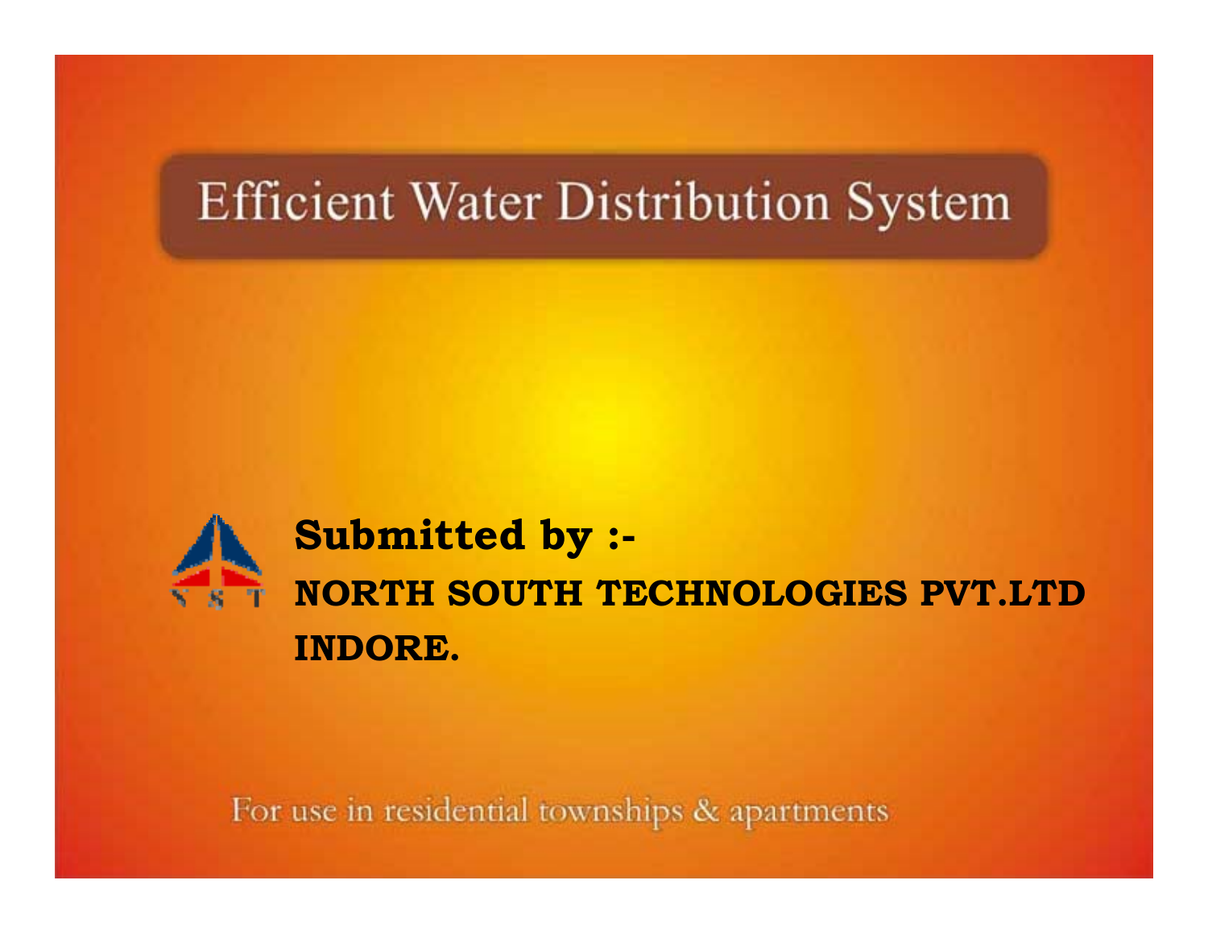# Efficient Water Distribution System

**Submitted by :-**

**NORTH SOUTH TECHNOLOGIES PVT.LTD**

**INDORE.**

For use in residential townships & apartments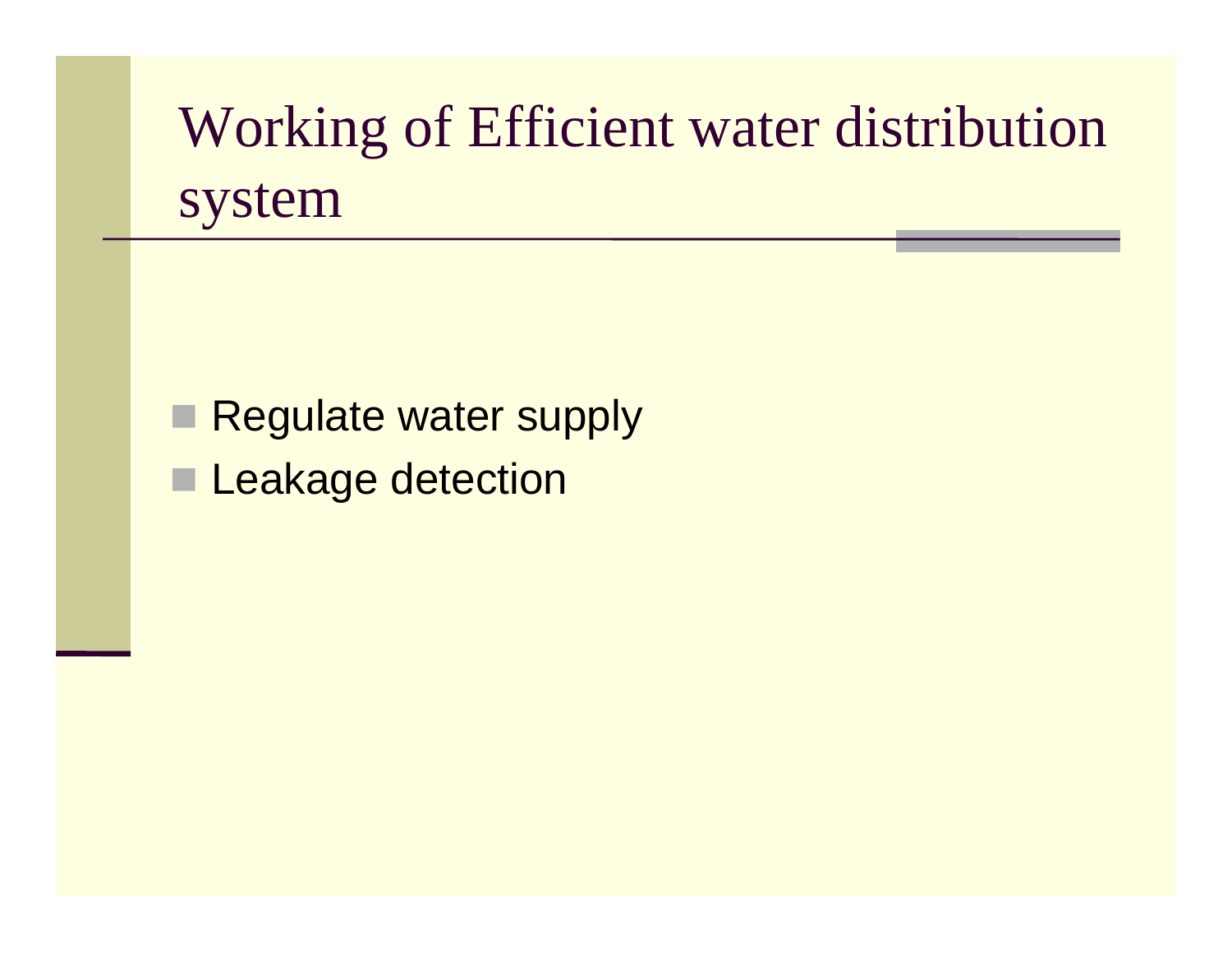# Working of Efficient water distribution system

- Regulate water supply
- Leakage detection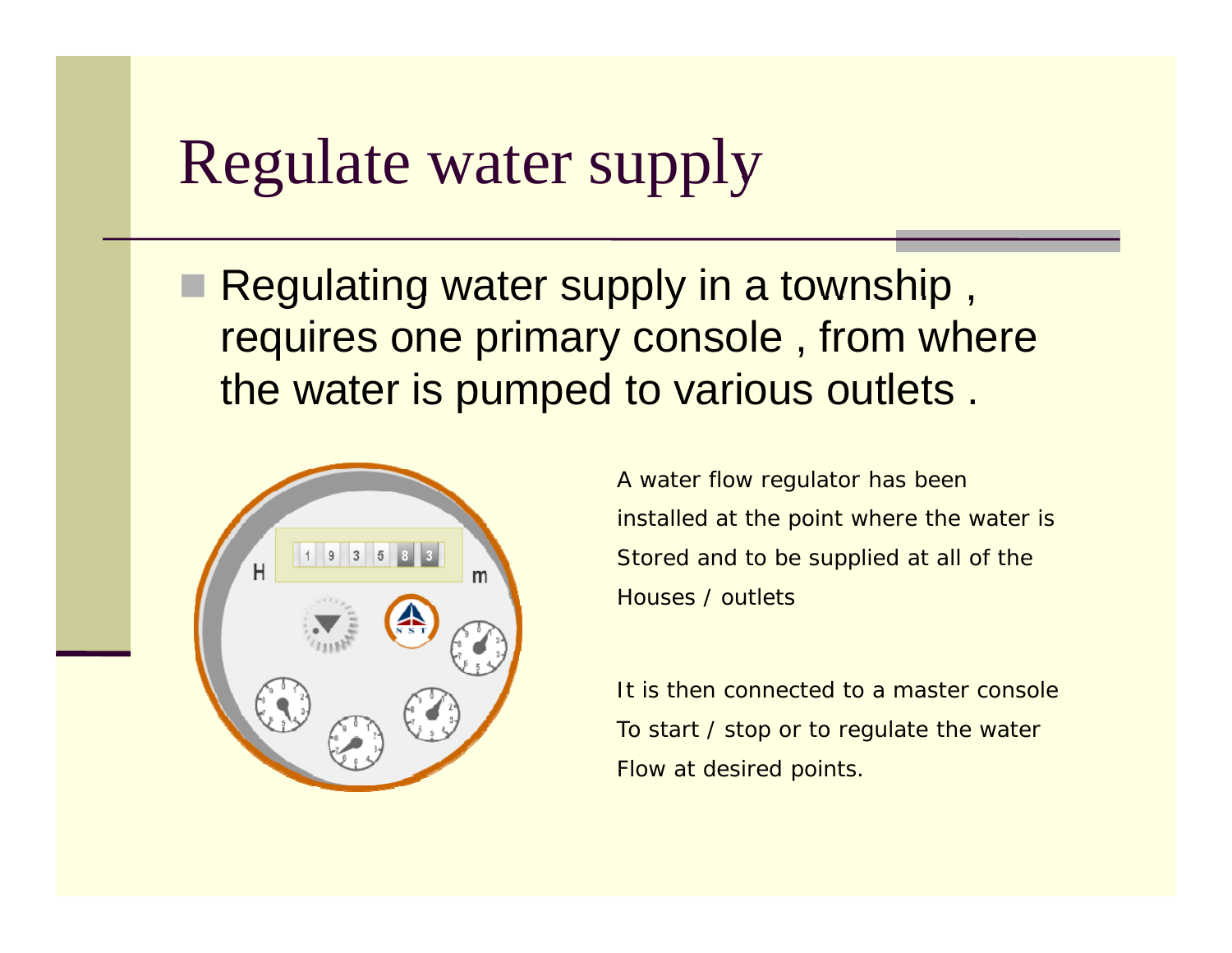# Regulate water supply

- Regulating water supply in a township , requires one primary console , from where the water is pumped to various outlets .

A water flow regulator has been installed at the point where the water is Stored and to be supplied at all of the Houses / outlets

It is then connected to a master console To start / stop or to regulate the water Flow at desired points.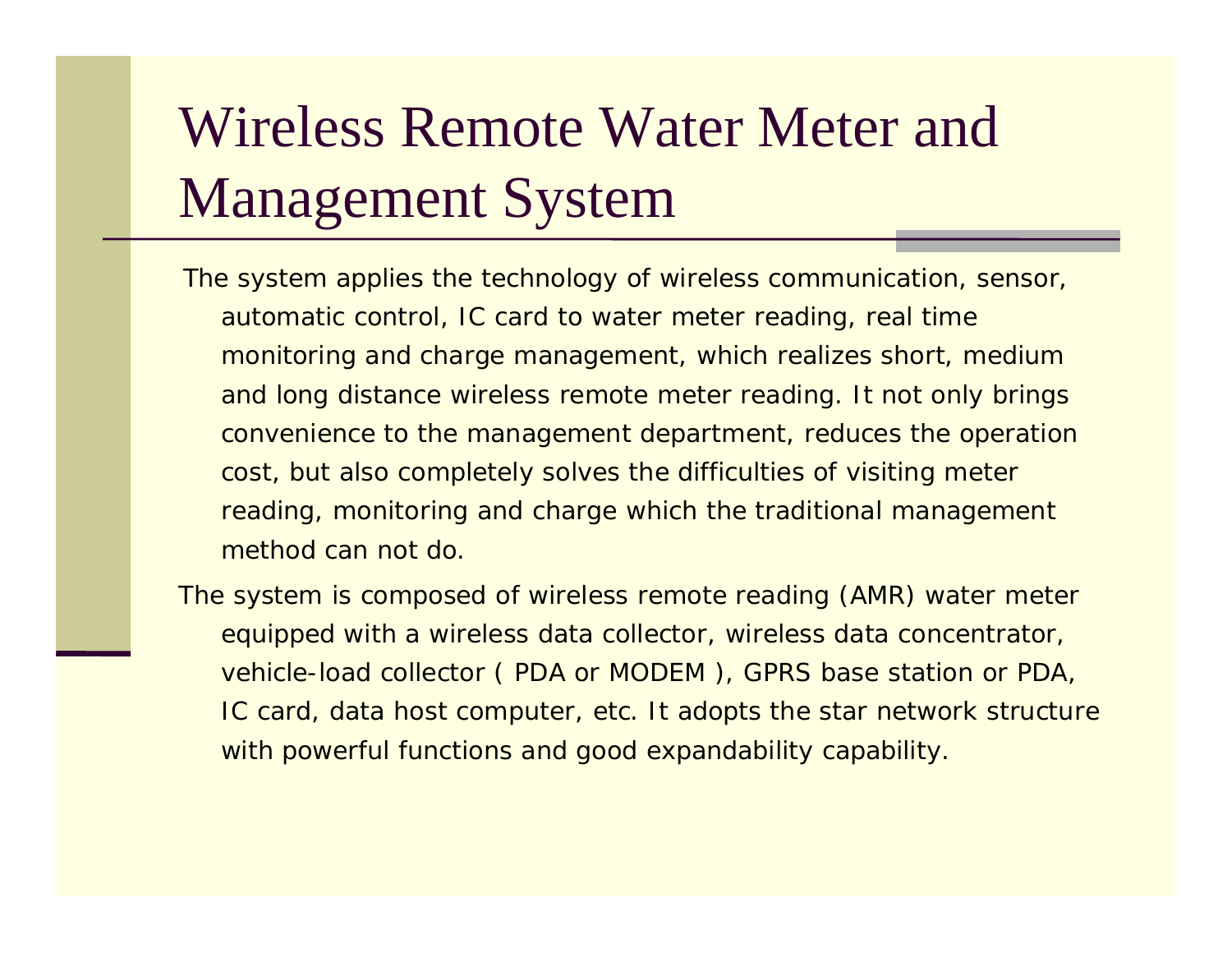# Wireless Remote Water Meter and Management System

- The system applies the technology of wireless communication, sensor, automatic control, IC card to water meter reading, real time monitoring and charge management, which realizes short, medium and long distance wireless remote meter reading. It not only brings convenience to the management department, reduces the operation cost, but also completely solves the difficulties of visiting meter reading, monitoring and charge which the traditional management method can not do.
- The system is composed of wireless remote reading (AMR) water meter equipped with a wireless data collector, wireless data concentrator, vehicle-load collector ( PDA or MODEM ), GPRS base station or PDA, IC card, data host computer, etc. It adopts the star network structure with powerful functions and good expandability capability.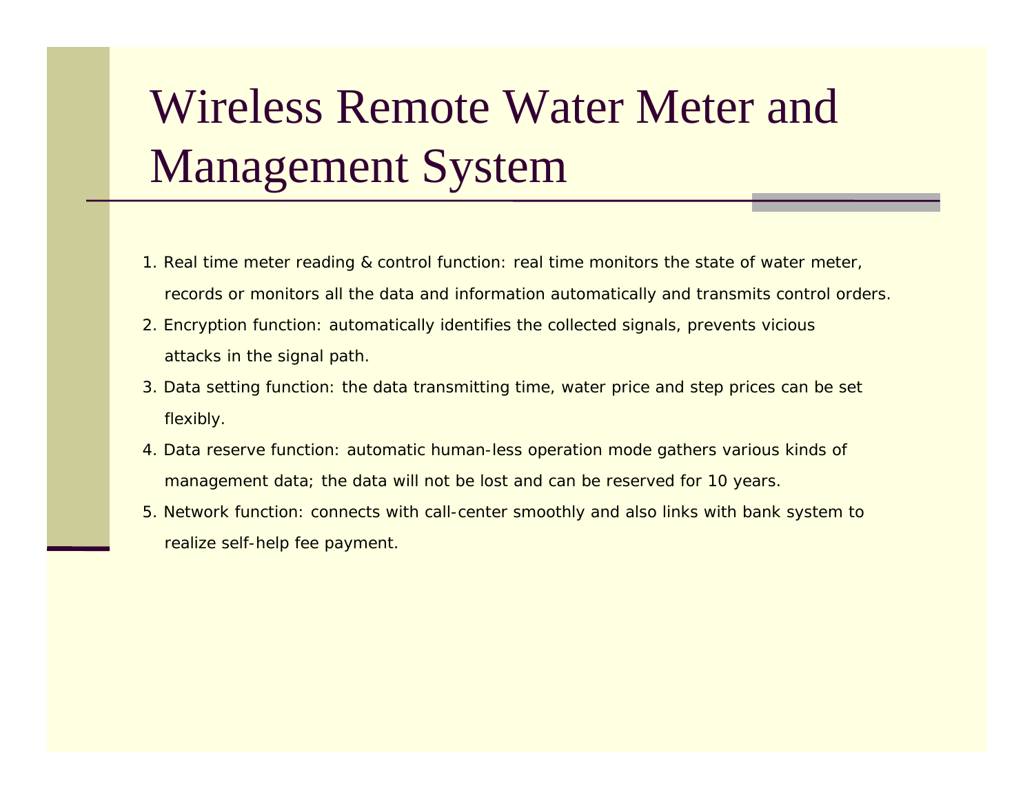# Wireless Remote Water Meter and Management System

1. Real time meter reading & control function: real time monitors the state of water meter, records or monitors all the data and information automatically and transmits control orders.
2. Encryption function: automatically identifies the collected signals, prevents vicious attacks in the signal path.
3. Data setting function: the data transmitting time, water price and step prices can be set flexibly.
4. Data reserve function: automatic human-less operation mode gathers various kinds of management data; the data will not be lost and can be reserved for 10 years.
5. Network function: connects with call-center smoothly and also links with bank system to realize self-help fee payment.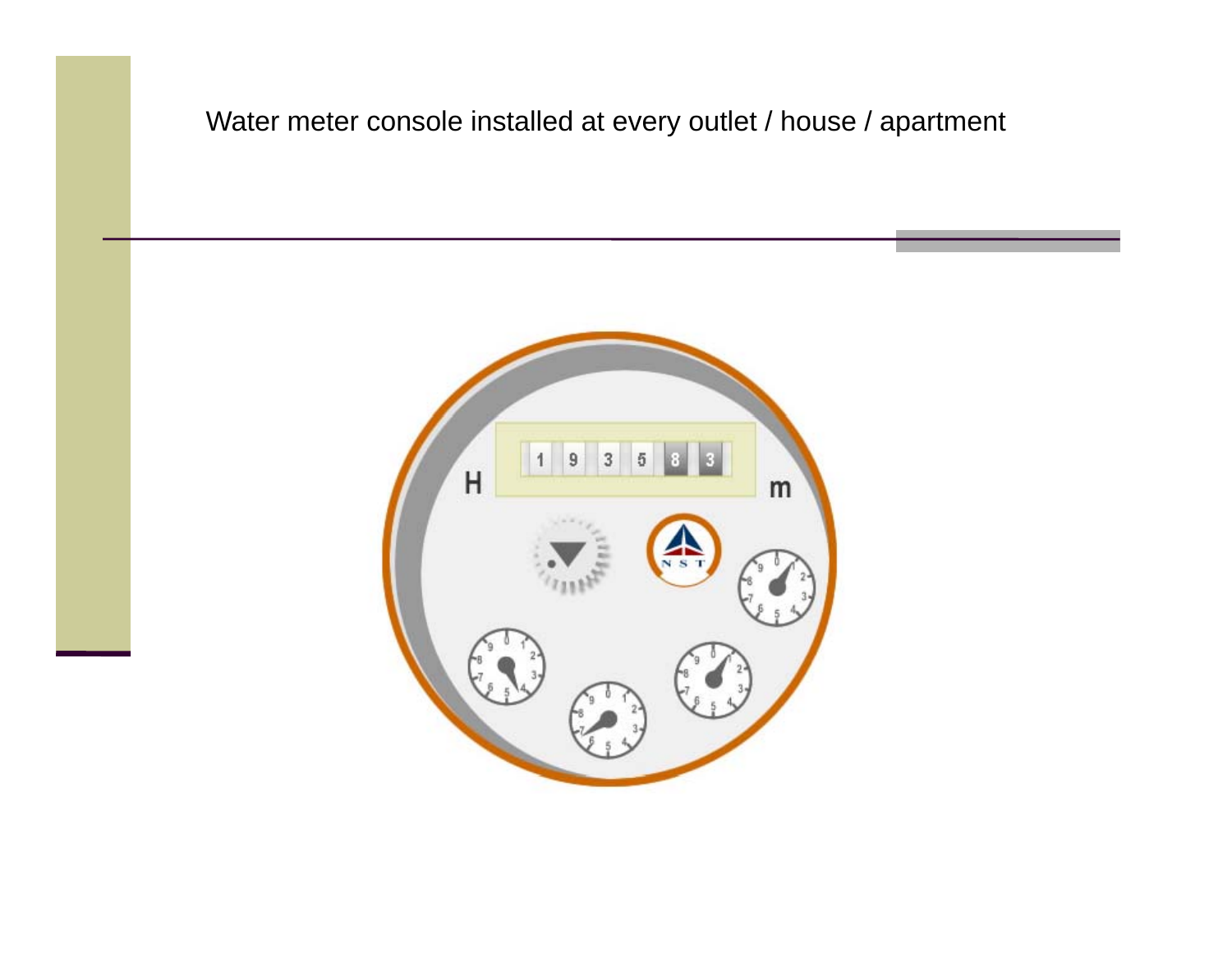Water meter console installed at every outlet / house / apartment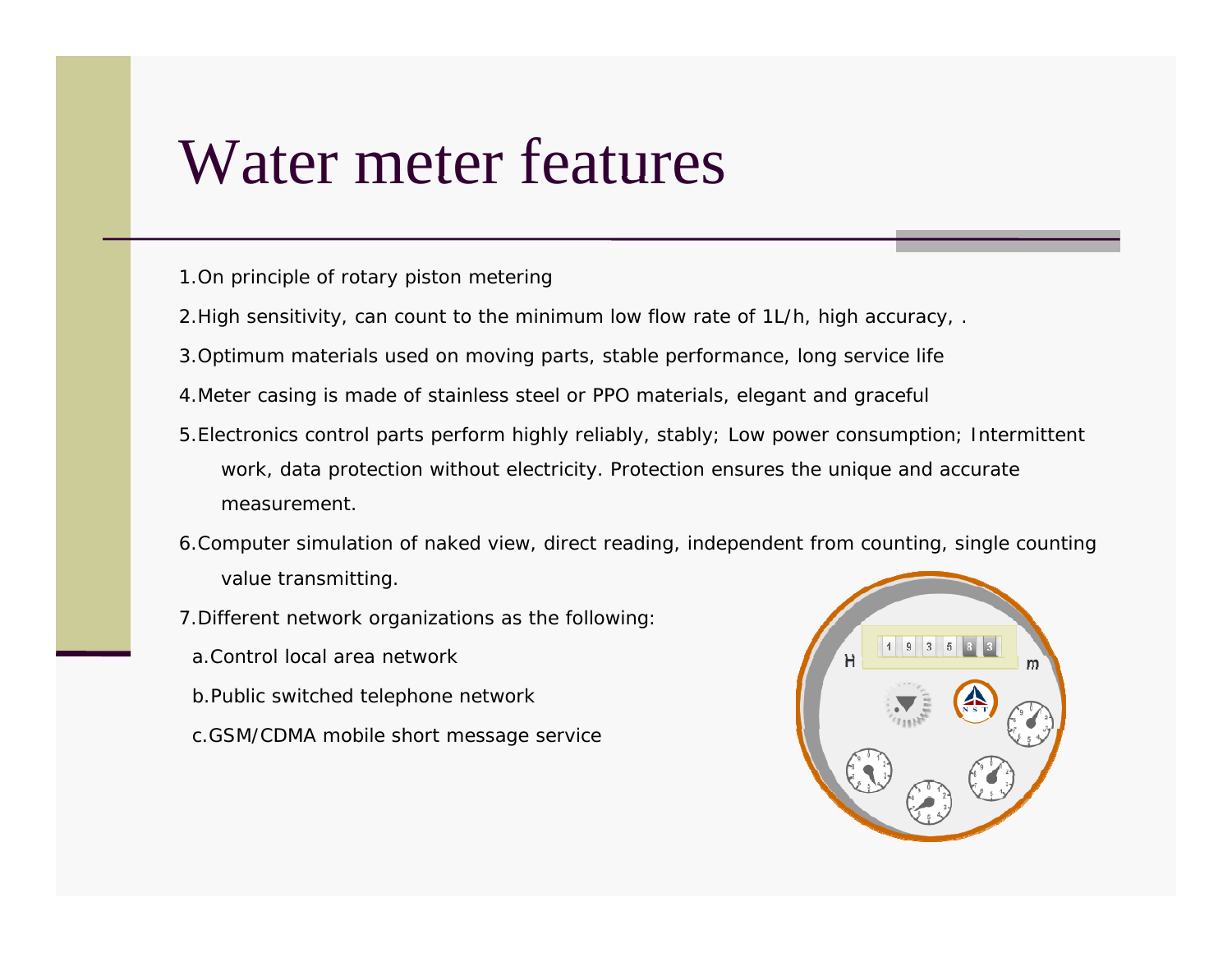# Water meter features

1. On principle of rotary piston metering
2. High sensitivity, can count to the minimum low flow rate of 1L/h, high accuracy, .
3. Optimum materials used on moving parts, stable performance, long service life
4. Meter casing is made of stainless steel or PPO materials, elegant and graceful
5. Electronics control parts perform highly reliably, stably; Low power consumption; Intermittent work, data protection without electricity. Protection ensures the unique and accurate measurement.
6. Computer simulation of naked view, direct reading, independent from counting, single counting value transmitting.
7. Different network organizations as the following:

   a. Control local area network

   b. Public switched telephone network

   c. GSM/CDMA mobile short message service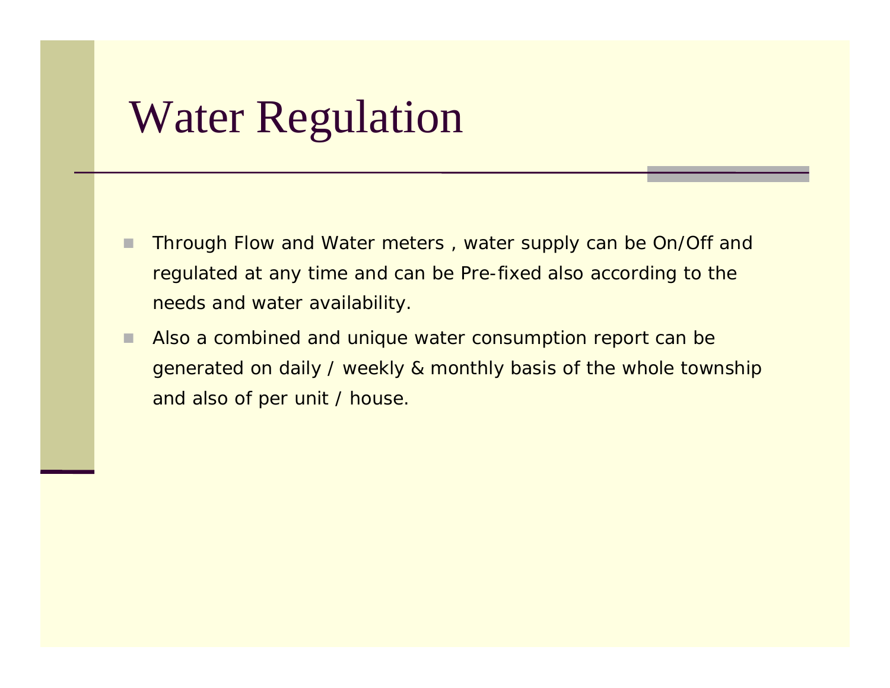# Water Regulation

- Through Flow and Water meters , water supply can be On/Off and regulated at any time and can be Pre-fixed also according to the needs and water availability.
- Also a combined and unique water consumption report can be generated on daily / weekly & monthly basis of the whole township and also of per unit / house.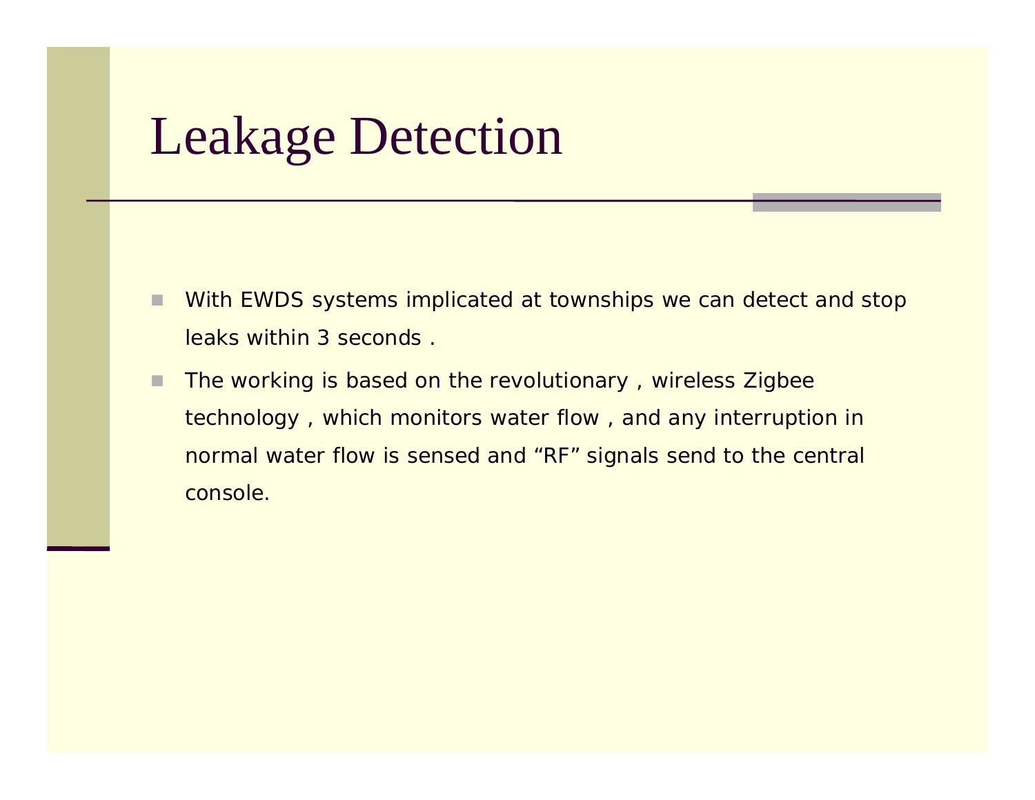# Leakage Detection

- With EWDS systems implicated at townships we can detect and stop leaks within 3 seconds .
- The working is based on the revolutionary , wireless Zigbee technology , which monitors water flow , and any interruption in normal water flow is sensed and “RF” signals send to the central console.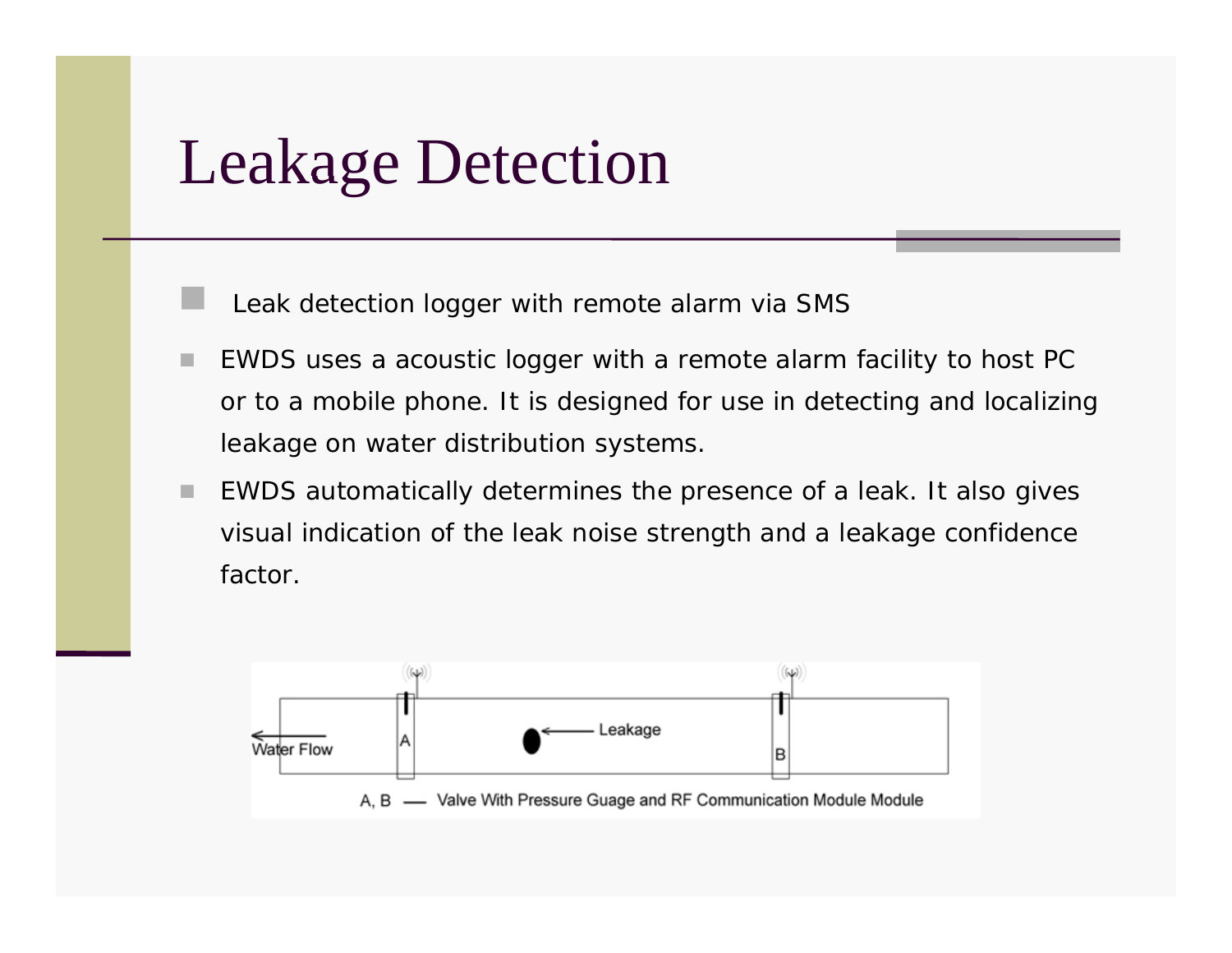# Leakage Detection

- Leak detection logger with remote alarm via SMS
- EWDS uses a acoustic logger with a remote alarm facility to host PC or to a mobile phone. It is designed for use in detecting and localizing leakage on water distribution systems.
- EWDS automatically determines the presence of a leak. It also gives visual indication of the leak noise strength and a leakage confidence factor.

Water Flow

Leakage

A

B

A, B — Valve With Pressure Guage and RF Communication Module Module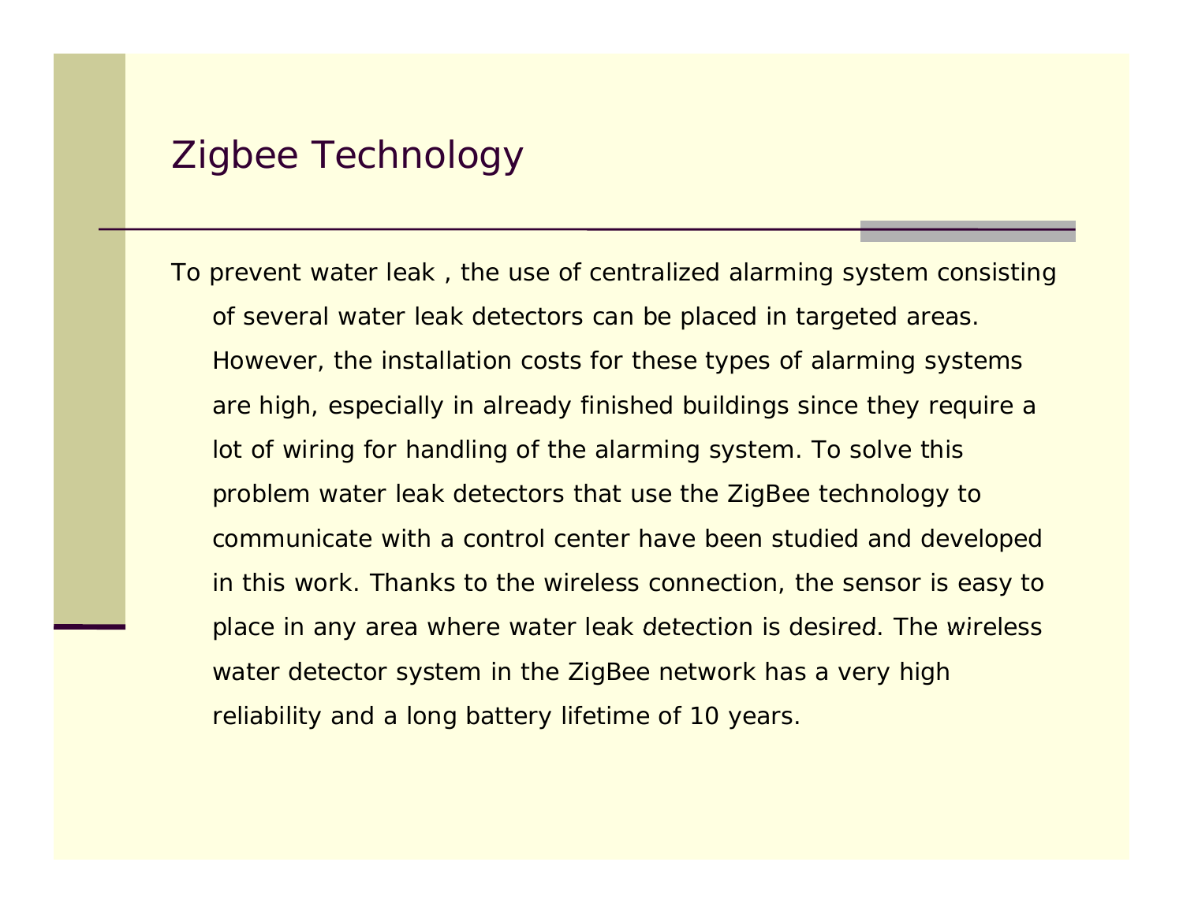# Zigbee Technology

To prevent water leak , the use of centralized alarming system consisting of several water leak detectors can be placed in targeted areas. However, the installation costs for these types of alarming systems are high, especially in already finished buildings since they require a lot of wiring for handling of the alarming system. To solve this problem water leak detectors that use the ZigBee technology to communicate with a control center have been studied and developed in this work. Thanks to the wireless connection, the sensor is easy to place in any area where water leak detection is desired. The wireless water detector system in the ZigBee network has a very high reliability and a long battery lifetime of 10 years.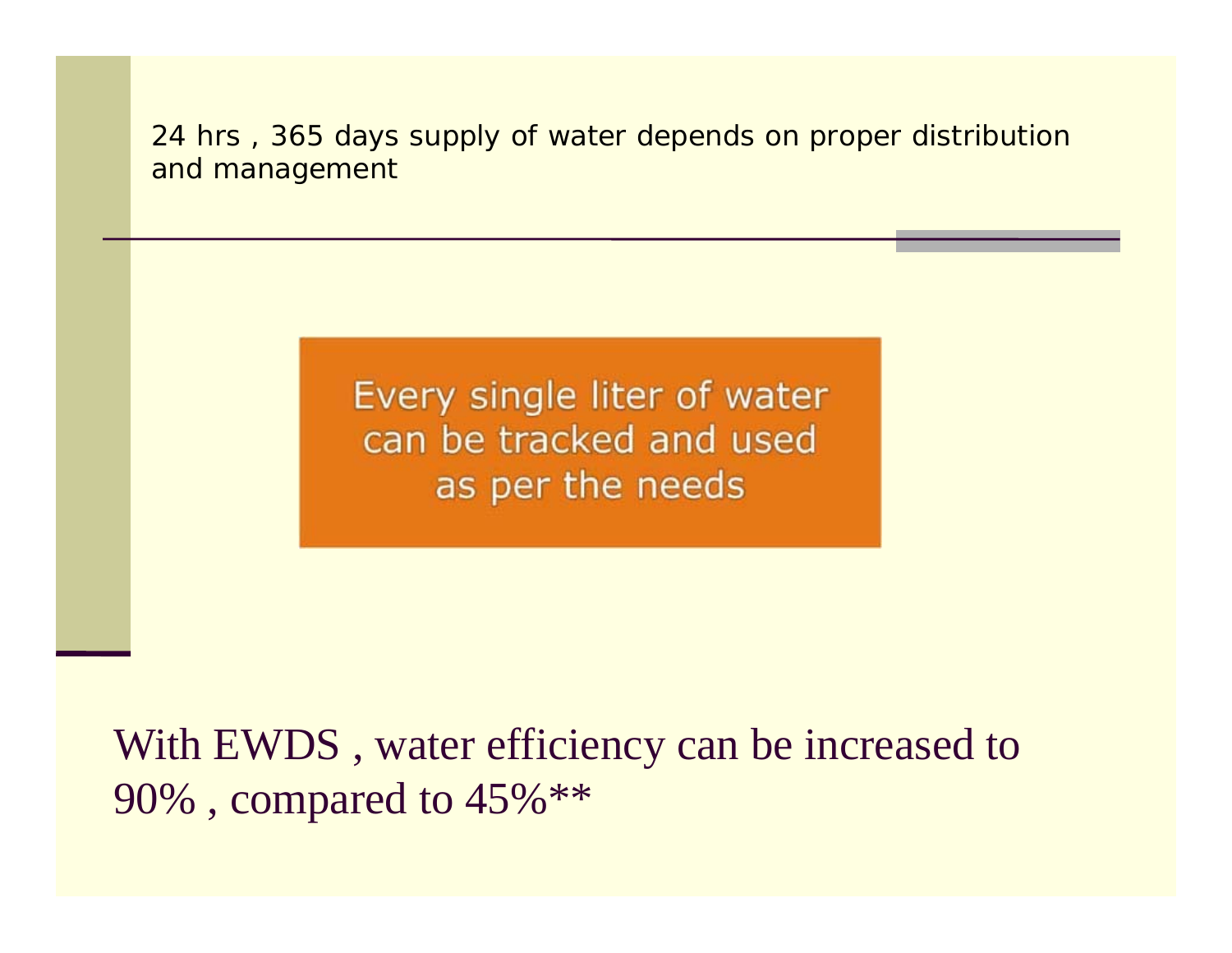## 24 hrs , 365 days supply of water depends on proper distribution and management

Every single liter of water can be tracked and used as per the needs

With EWDS , water efficiency can be increased to 90% , compared to 45%**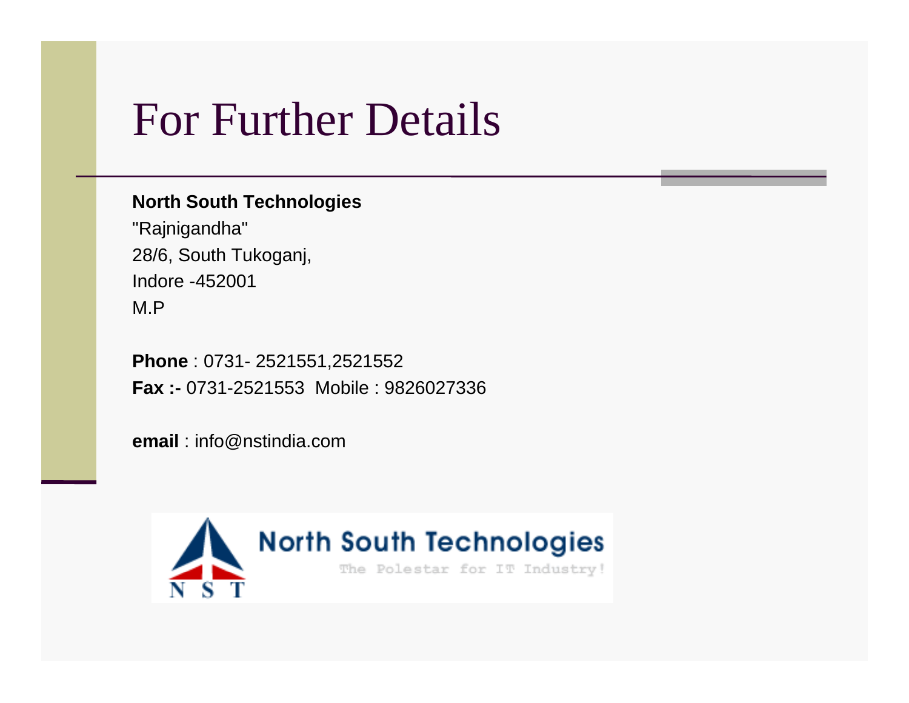# For Further Details

**North South Technologies**
"Rajnigandha"
28/6, South Tukoganj,
Indore -452001
M.P

**Phone** : 0731- 2521551,2521552
**Fax :-** 0731-2521553 Mobile : 9826027336

**email** : info@nstindia.com

North South Technologies
The Polestar for IT Industry!